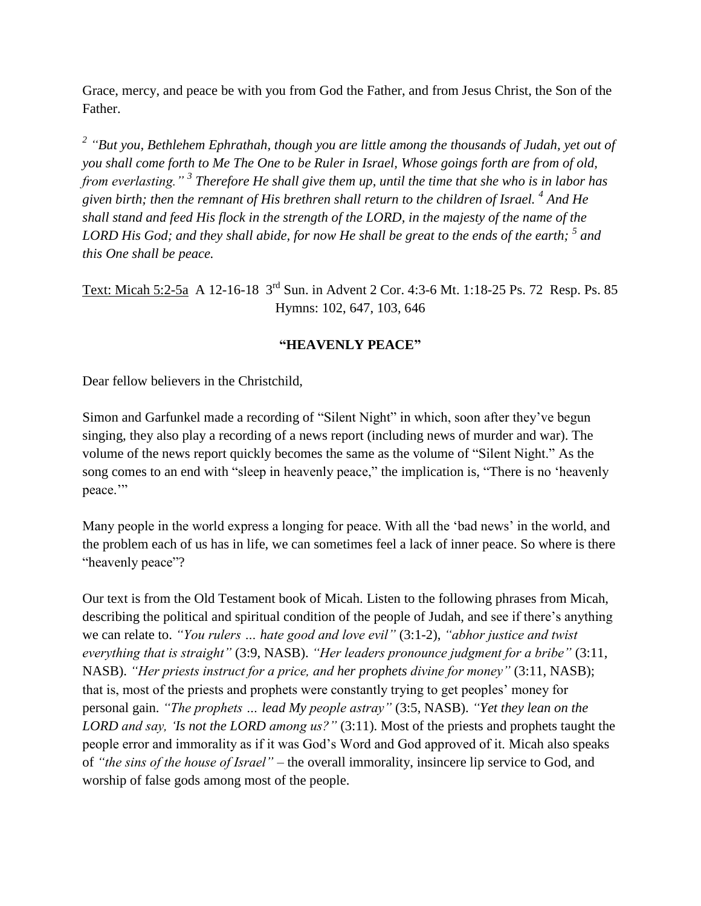Grace, mercy, and peace be with you from God the Father, and from Jesus Christ, the Son of the Father.

*[2] "But you, Bethlehem Ephrathah, though you are little among the thousands of Judah, yet out of you shall come forth to Me The One to be Ruler in Israel, Whose goings forth are from of old, from everlasting." [3] Therefore He shall give them up, until the time that she who is in labor has given birth; then the remnant of His brethren shall return to the children of Israel. [4] And He shall stand and feed His flock in the strength of the LORD, in the majesty of the name of the LORD His God; and they shall abide, for now He shall be great to the ends of the earth; [5] and this One shall be peace.*

Text: Micah 5:2-5a  A 12-16-18  3rd Sun. in Advent 2 Cor. 4:3-6 Mt. 1:18-25 Ps. 72  Resp. Ps. 85
Hymns: 102, 647, 103, 646

**"HEAVENLY PEACE"**

Dear fellow believers in the Christchild,

Simon and Garfunkel made a recording of "Silent Night" in which, soon after they've begun singing, they also play a recording of a news report (including news of murder and war). The volume of the news report quickly becomes the same as the volume of "Silent Night." As the song comes to an end with "sleep in heavenly peace," the implication is, "There is no 'heavenly peace.'"

Many people in the world express a longing for peace. With all the 'bad news' in the world, and the problem each of us has in life, we can sometimes feel a lack of inner peace. So where is there "heavenly peace"?

Our text is from the Old Testament book of Micah. Listen to the following phrases from Micah, describing the political and spiritual condition of the people of Judah, and see if there's anything we can relate to. *"You rulers … hate good and love evil"* (3:1-2), *"abhor justice and twist everything that is straight"* (3:9, NASB). *"Her leaders pronounce judgment for a bribe"* (3:11, NASB). *"Her priests instruct for a price, and her prophets divine for money"* (3:11, NASB); that is, most of the priests and prophets were constantly trying to get peoples' money for personal gain. *"The prophets … lead My people astray"* (3:5, NASB). *"Yet they lean on the LORD and say, 'Is not the LORD among us?"* (3:11). Most of the priests and prophets taught the people error and immorality as if it was God's Word and God approved of it. Micah also speaks of *"the sins of the house of Israel"* – the overall immorality, insincere lip service to God, and worship of false gods among most of the people.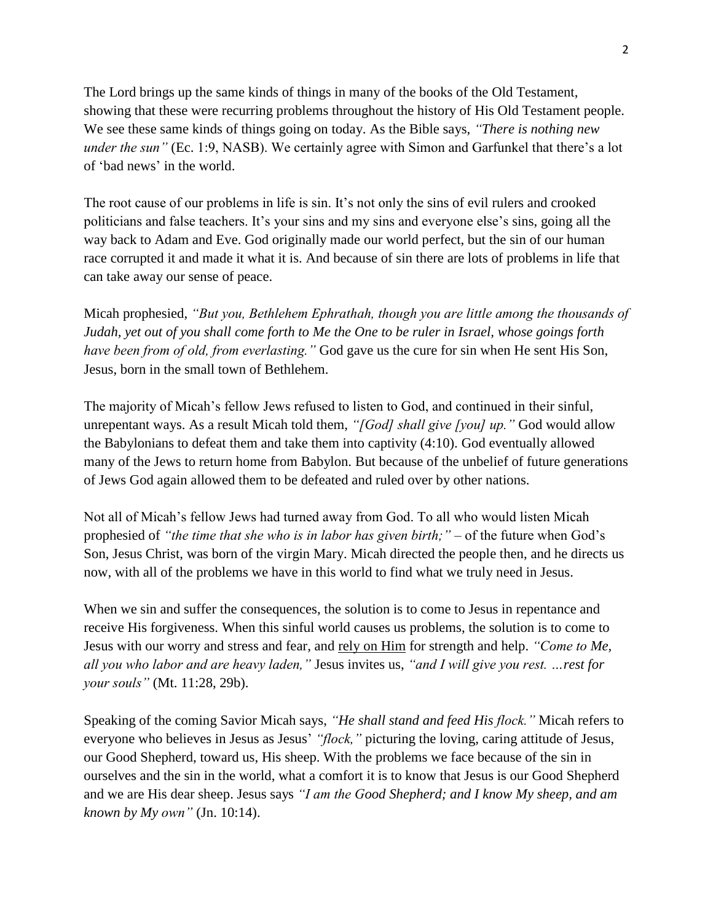The Lord brings up the same kinds of things in many of the books of the Old Testament, showing that these were recurring problems throughout the history of His Old Testament people. We see these same kinds of things going on today. As the Bible says, *"There is nothing new under the sun"* (Ec. 1:9, NASB). We certainly agree with Simon and Garfunkel that there's a lot of 'bad news' in the world.

The root cause of our problems in life is sin. It's not only the sins of evil rulers and crooked politicians and false teachers. It's your sins and my sins and everyone else's sins, going all the way back to Adam and Eve. God originally made our world perfect, but the sin of our human race corrupted it and made it what it is. And because of sin there are lots of problems in life that can take away our sense of peace.

Micah prophesied, *"But you, Bethlehem Ephrathah, though you are little among the thousands of Judah, yet out of you shall come forth to Me the One to be ruler in Israel, whose goings forth have been from of old, from everlasting."* God gave us the cure for sin when He sent His Son, Jesus, born in the small town of Bethlehem.

The majority of Micah's fellow Jews refused to listen to God, and continued in their sinful, unrepentant ways. As a result Micah told them, *"[God] shall give [you] up."* God would allow the Babylonians to defeat them and take them into captivity (4:10). God eventually allowed many of the Jews to return home from Babylon. But because of the unbelief of future generations of Jews God again allowed them to be defeated and ruled over by other nations.

Not all of Micah's fellow Jews had turned away from God. To all who would listen Micah prophesied of *"the time that she who is in labor has given birth;"* – of the future when God's Son, Jesus Christ, was born of the virgin Mary. Micah directed the people then, and he directs us now, with all of the problems we have in this world to find what we truly need in Jesus.

When we sin and suffer the consequences, the solution is to come to Jesus in repentance and receive His forgiveness. When this sinful world causes us problems, the solution is to come to Jesus with our worry and stress and fear, and <u>rely on Him</u> for strength and help. *"Come to Me, all you who labor and are heavy laden,"* Jesus invites us, *"and I will give you rest. …rest for your souls"* (Mt. 11:28, 29b).

Speaking of the coming Savior Micah says, *"He shall stand and feed His flock."* Micah refers to everyone who believes in Jesus as Jesus' *"flock,"* picturing the loving, caring attitude of Jesus, our Good Shepherd, toward us, His sheep. With the problems we face because of the sin in ourselves and the sin in the world, what a comfort it is to know that Jesus is our Good Shepherd and we are His dear sheep. Jesus says *"I am the Good Shepherd; and I know My sheep, and am known by My own"* (Jn. 10:14).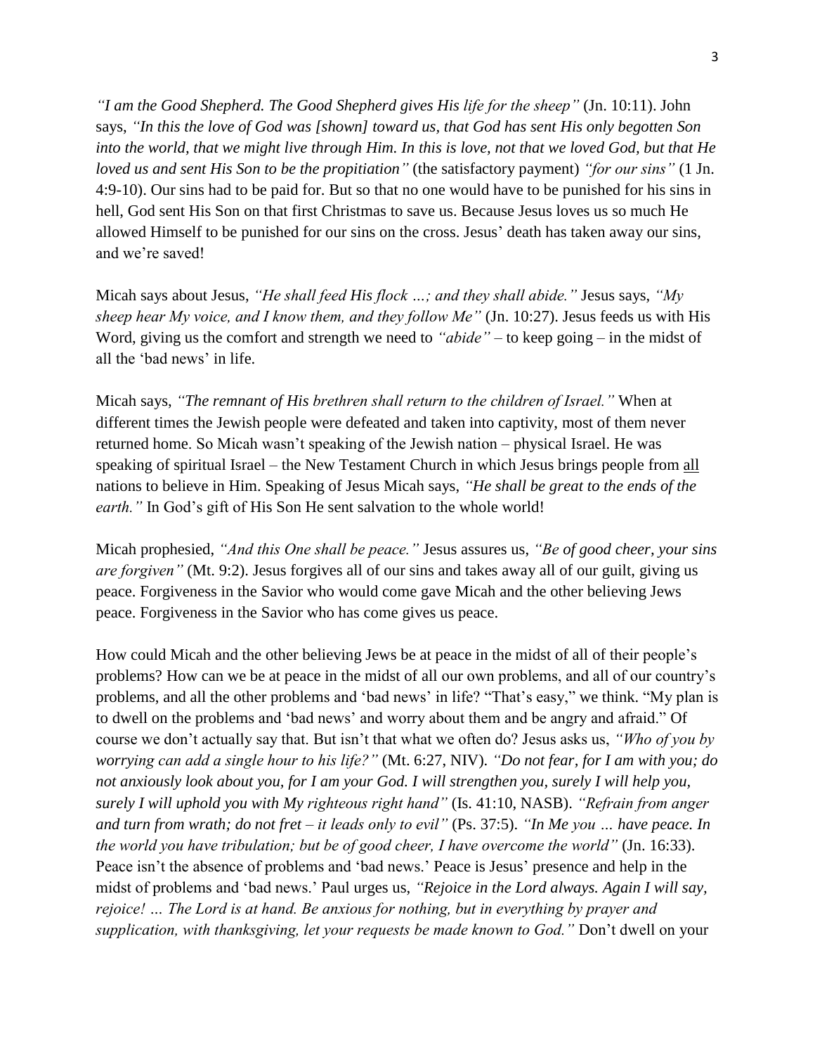*"I am the Good Shepherd. The Good Shepherd gives His life for the sheep"* (Jn. 10:11). John says, *"In this the love of God was [shown] toward us, that God has sent His only begotten Son into the world, that we might live through Him. In this is love, not that we loved God, but that He loved us and sent His Son to be the propitiation"* (the satisfactory payment) *"for our sins"* (1 Jn. 4:9-10). Our sins had to be paid for. But so that no one would have to be punished for his sins in hell, God sent His Son on that first Christmas to save us. Because Jesus loves us so much He allowed Himself to be punished for our sins on the cross. Jesus' death has taken away our sins, and we're saved!

Micah says about Jesus, *"He shall feed His flock …; and they shall abide."* Jesus says, *"My sheep hear My voice, and I know them, and they follow Me"* (Jn. 10:27). Jesus feeds us with His Word, giving us the comfort and strength we need to *"abide"* – to keep going – in the midst of all the 'bad news' in life.

Micah says, *"The remnant of His brethren shall return to the children of Israel."* When at different times the Jewish people were defeated and taken into captivity, most of them never returned home. So Micah wasn't speaking of the Jewish nation – physical Israel. He was speaking of spiritual Israel – the New Testament Church in which Jesus brings people from <u>all</u> nations to believe in Him. Speaking of Jesus Micah says, *"He shall be great to the ends of the earth."* In God's gift of His Son He sent salvation to the whole world!

Micah prophesied, *"And this One shall be peace."* Jesus assures us, *"Be of good cheer, your sins are forgiven"* (Mt. 9:2). Jesus forgives all of our sins and takes away all of our guilt, giving us peace. Forgiveness in the Savior who would come gave Micah and the other believing Jews peace. Forgiveness in the Savior who has come gives us peace.

How could Micah and the other believing Jews be at peace in the midst of all of their people's problems? How can we be at peace in the midst of all our own problems, and all of our country's problems, and all the other problems and 'bad news' in life? "That's easy," we think. "My plan is to dwell on the problems and 'bad news' and worry about them and be angry and afraid." Of course we don't actually say that. But isn't that what we often do? Jesus asks us, *"Who of you by worrying can add a single hour to his life?"* (Mt. 6:27, NIV). *"Do not fear, for I am with you; do not anxiously look about you, for I am your God. I will strengthen you, surely I will help you, surely I will uphold you with My righteous right hand"* (Is. 41:10, NASB). *"Refrain from anger and turn from wrath; do not fret – it leads only to evil"* (Ps. 37:5). *"In Me you … have peace. In the world you have tribulation; but be of good cheer, I have overcome the world"* (Jn. 16:33). Peace isn't the absence of problems and 'bad news.' Peace is Jesus' presence and help in the midst of problems and 'bad news.' Paul urges us, *"Rejoice in the Lord always. Again I will say, rejoice! … The Lord is at hand. Be anxious for nothing, but in everything by prayer and supplication, with thanksgiving, let your requests be made known to God."* Don't dwell on your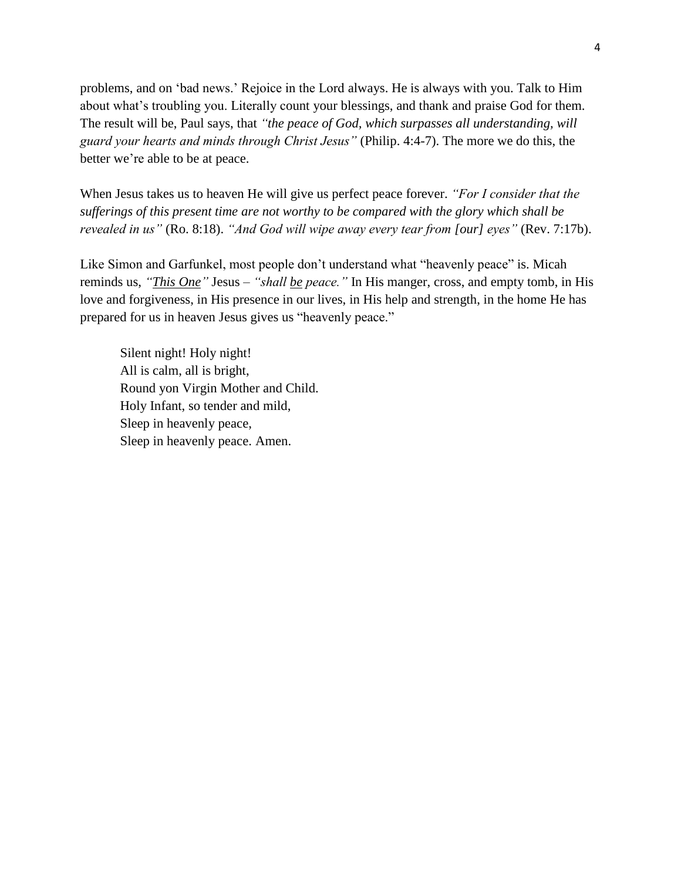problems, and on ‘bad news.’ Rejoice in the Lord always. He is always with you. Talk to Him about what’s troubling you. Literally count your blessings, and thank and praise God for them. The result will be, Paul says, that *“the peace of God, which surpasses all understanding, will guard your hearts and minds through Christ Jesus”* (Philip. 4:4-7). The more we do this, the better we’re able to be at peace.

When Jesus takes us to heaven He will give us perfect peace forever. *“For I consider that the sufferings of this present time are not worthy to be compared with the glory which shall be revealed in us”* (Ro. 8:18). *“And God will wipe away every tear from [our] eyes”* (Rev. 7:17b).

Like Simon and Garfunkel, most people don’t understand what “heavenly peace” is. Micah reminds us, *“<u>This One</u>”* Jesus – *“shall <u>be</u> peace.”* In His manger, cross, and empty tomb, in His love and forgiveness, in His presence in our lives, in His help and strength, in the home He has prepared for us in heaven Jesus gives us “heavenly peace.”

> Silent night! Holy night!
> All is calm, all is bright,
> Round yon Virgin Mother and Child.
> Holy Infant, so tender and mild,
> Sleep in heavenly peace,
> Sleep in heavenly peace. Amen.